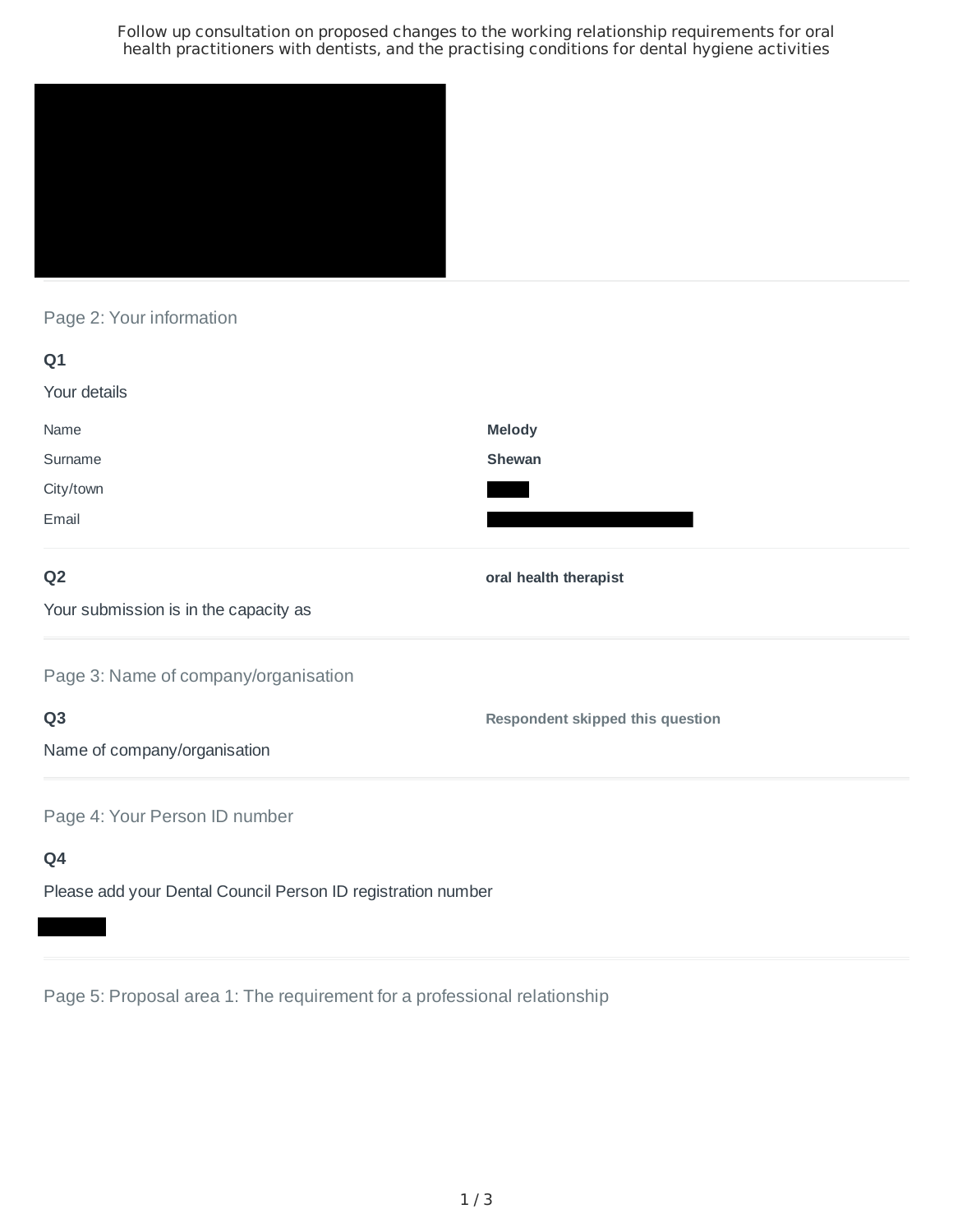Follow up consultation on proposed changes to the working relationship requirements for oral health practitioners with dentists, and the practising conditions for dental hygiene activities

## Page 2: Your information

**Q1**

Your details

| | |
|---|---|
| Name | **Melody** |
| Surname | **Shewan** |
| City/town | |
| Email | |

**Q2**

Your submission is in the capacity as

**oral health therapist**

## Page 3: Name of company/organisation

**Q3**

Name of company/organisation

**Respondent skipped this question**

## Page 4: Your Person ID number

**Q4**

Please add your Dental Council Person ID registration number

## Page 5: Proposal area 1: The requirement for a professional relationship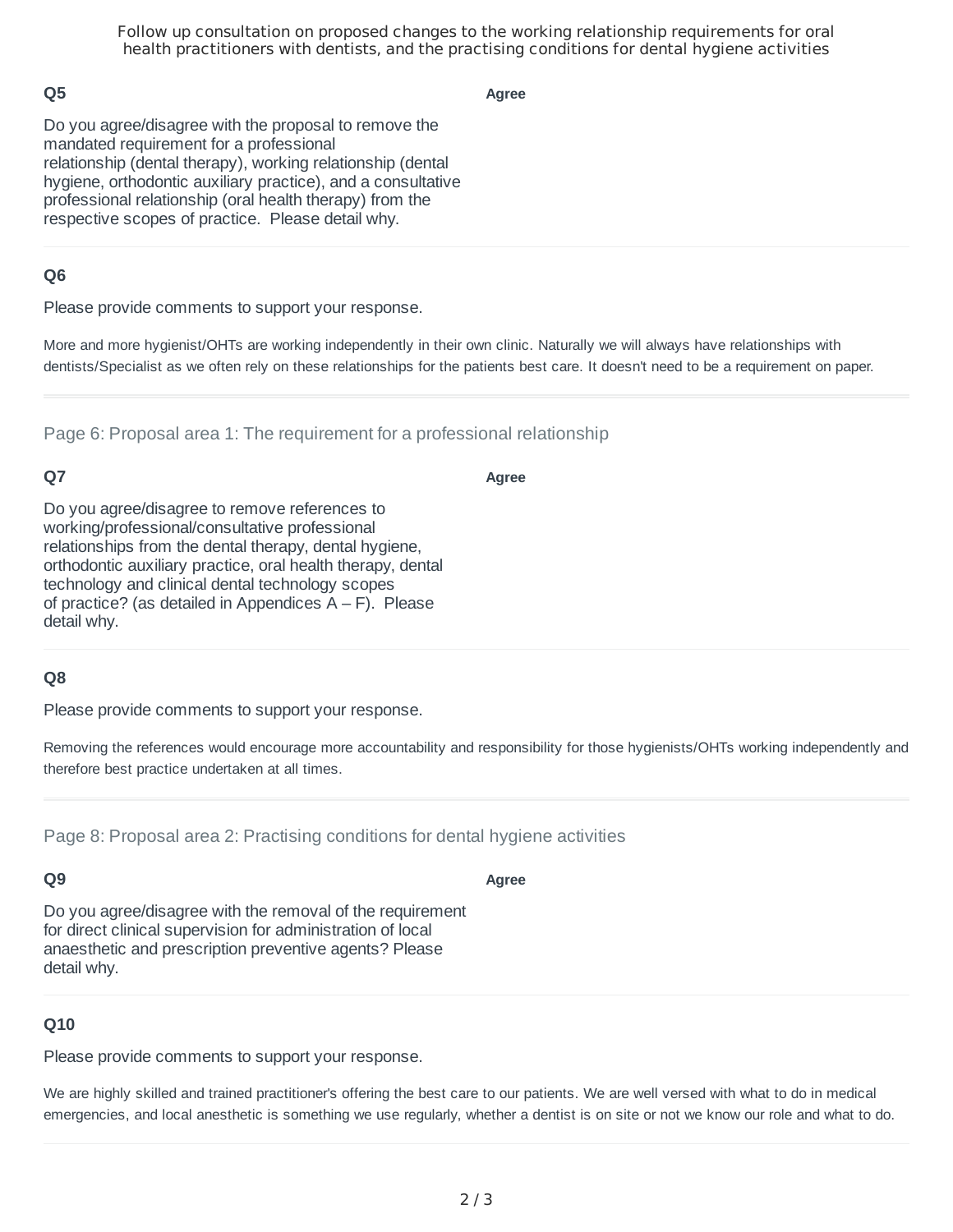Follow up consultation on proposed changes to the working relationship requirements for oral health practitioners with dentists, and the practising conditions for dental hygiene activities

### Q5

Do you agree/disagree with the proposal to remove the mandated requirement for a professional relationship (dental therapy), working relationship (dental hygiene, orthodontic auxiliary practice), and a consultative professional relationship (oral health therapy) from the respective scopes of practice. Please detail why.

**Agree**

### Q6

Please provide comments to support your response.

More and more hygienist/OHTs are working independently in their own clinic. Naturally we will always have relationships with dentists/Specialist as we often rely on these relationships for the patients best care. It doesn't need to be a requirement on paper.

## Page 6: Proposal area 1: The requirement for a professional relationship

### Q7

Do you agree/disagree to remove references to working/professional/consultative professional relationships from the dental therapy, dental hygiene, orthodontic auxiliary practice, oral health therapy, dental technology and clinical dental technology scopes of practice? (as detailed in Appendices A – F). Please detail why.

**Agree**

### Q8

Please provide comments to support your response.

Removing the references would encourage more accountability and responsibility for those hygienists/OHTs working independently and therefore best practice undertaken at all times.

## Page 8: Proposal area 2: Practising conditions for dental hygiene activities

### Q9

Do you agree/disagree with the removal of the requirement for direct clinical supervision for administration of local anaesthetic and prescription preventive agents? Please detail why.

**Agree**

### Q10

Please provide comments to support your response.

We are highly skilled and trained practitioner's offering the best care to our patients. We are well versed with what to do in medical emergencies, and local anesthetic is something we use regularly, whether a dentist is on site or not we know our role and what to do.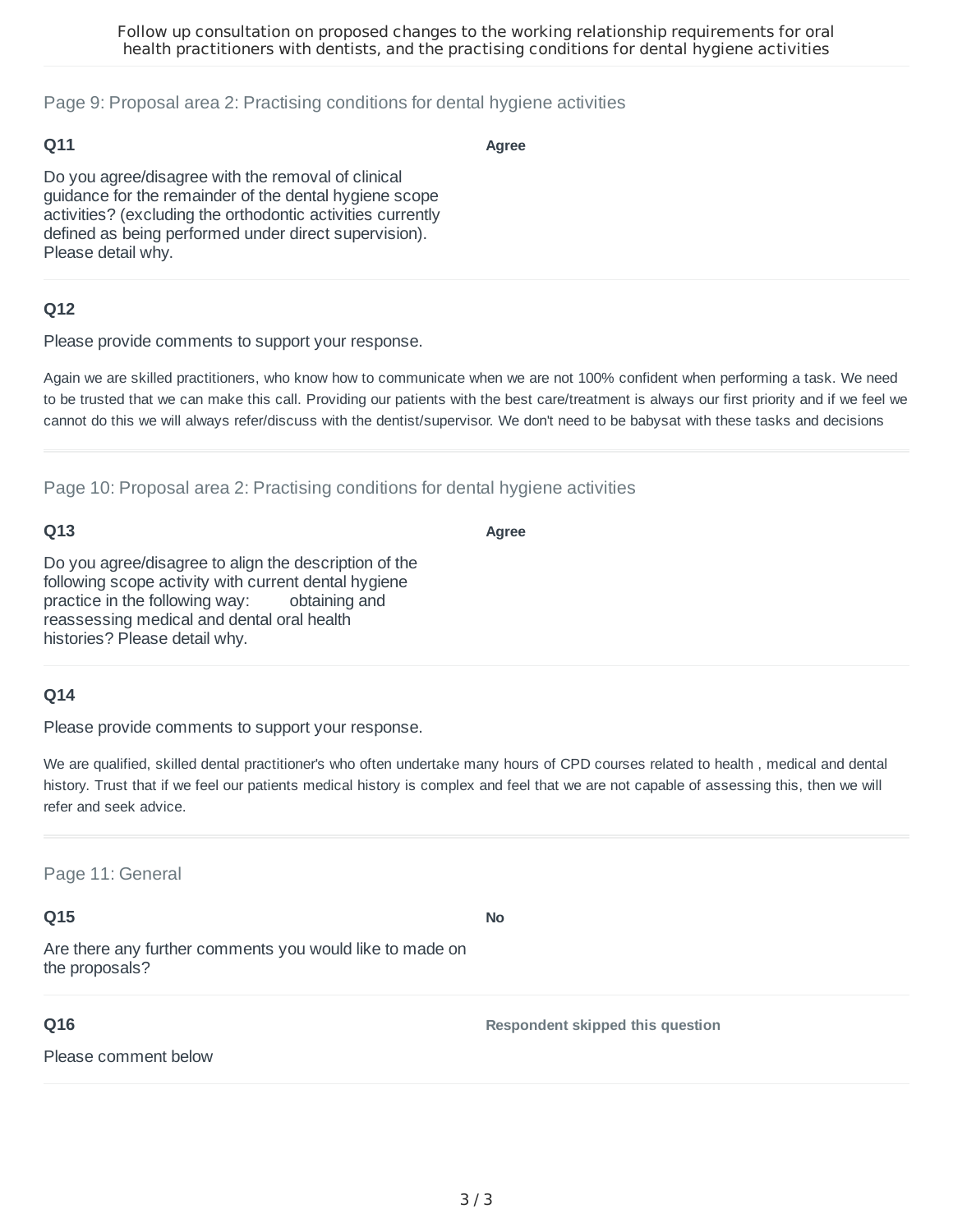## Page 9: Proposal area 2: Practising conditions for dental hygiene activities

### Q11

Do you agree/disagree with the removal of clinical guidance for the remainder of the dental hygiene scope activities? (excluding the orthodontic activities currently defined as being performed under direct supervision). Please detail why.

**Agree**

### Q12

Please provide comments to support your response.

Again we are skilled practitioners, who know how to communicate when we are not 100% confident when performing a task. We need to be trusted that we can make this call. Providing our patients with the best care/treatment is always our first priority and if we feel we cannot do this we will always refer/discuss with the dentist/supervisor. We don't need to be babysat with these tasks and decisions

## Page 10: Proposal area 2: Practising conditions for dental hygiene activities

### Q13

Do you agree/disagree to align the description of the following scope activity with current dental hygiene practice in the following way: obtaining and reassessing medical and dental oral health histories? Please detail why.

**Agree**

### Q14

Please provide comments to support your response.

We are qualified, skilled dental practitioner's who often undertake many hours of CPD courses related to health , medical and dental history. Trust that if we feel our patients medical history is complex and feel that we are not capable of assessing this, then we will refer and seek advice.

## Page 11: General

### Q15

Are there any further comments you would like to made on the proposals?

**No**

### Q16

Please comment below

**Respondent skipped this question**